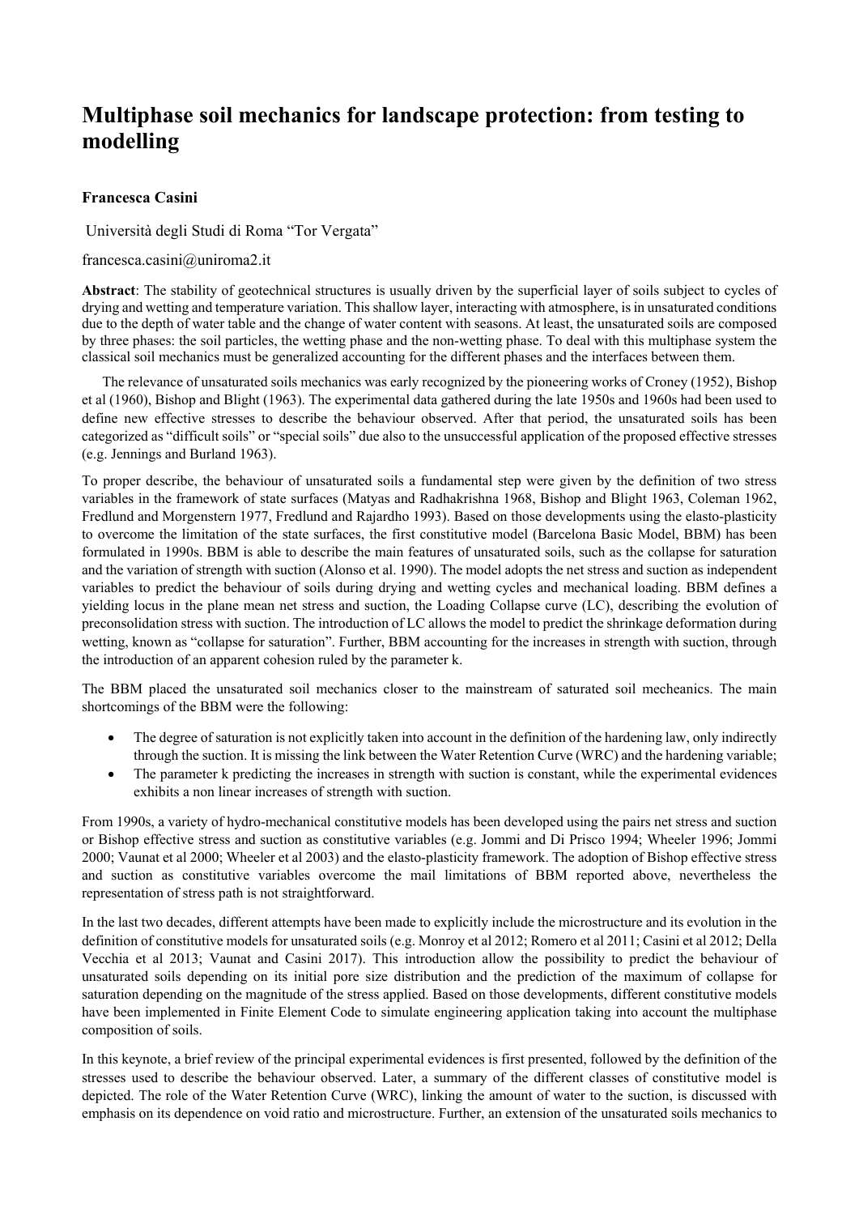# Multiphase soil mechanics for landscape protection: from testing to modelling

**Francesca Casini**

Università degli Studi di Roma "Tor Vergata"

francesca.casini@uniroma2.it

**Abstract**: The stability of geotechnical structures is usually driven by the superficial layer of soils subject to cycles of drying and wetting and temperature variation. This shallow layer, interacting with atmosphere, is in unsaturated conditions due to the depth of water table and the change of water content with seasons. At least, the unsaturated soils are composed by three phases: the soil particles, the wetting phase and the non-wetting phase. To deal with this multiphase system the classical soil mechanics must be generalized accounting for the different phases and the interfaces between them.

The relevance of unsaturated soils mechanics was early recognized by the pioneering works of Croney (1952), Bishop et al (1960), Bishop and Blight (1963). The experimental data gathered during the late 1950s and 1960s had been used to define new effective stresses to describe the behaviour observed. After that period, the unsaturated soils has been categorized as "difficult soils" or "special soils" due also to the unsuccessful application of the proposed effective stresses (e.g. Jennings and Burland 1963).

To proper describe, the behaviour of unsaturated soils a fundamental step were given by the definition of two stress variables in the framework of state surfaces (Matyas and Radhakrishna 1968, Bishop and Blight 1963, Coleman 1962, Fredlund and Morgenstern 1977, Fredlund and Rajardho 1993). Based on those developments using the elasto-plasticity to overcome the limitation of the state surfaces, the first constitutive model (Barcelona Basic Model, BBM) has been formulated in 1990s. BBM is able to describe the main features of unsaturated soils, such as the collapse for saturation and the variation of strength with suction (Alonso et al. 1990). The model adopts the net stress and suction as independent variables to predict the behaviour of soils during drying and wetting cycles and mechanical loading. BBM defines a yielding locus in the plane mean net stress and suction, the Loading Collapse curve (LC), describing the evolution of preconsolidation stress with suction. The introduction of LC allows the model to predict the shrinkage deformation during wetting, known as "collapse for saturation". Further, BBM accounting for the increases in strength with suction, through the introduction of an apparent cohesion ruled by the parameter k.

The BBM placed the unsaturated soil mechanics closer to the mainstream of saturated soil mecheanics. The main shortcomings of the BBM were the following:

- The degree of saturation is not explicitly taken into account in the definition of the hardening law, only indirectly through the suction. It is missing the link between the Water Retention Curve (WRC) and the hardening variable;
- The parameter k predicting the increases in strength with suction is constant, while the experimental evidences exhibits a non linear increases of strength with suction.

From 1990s, a variety of hydro-mechanical constitutive models has been developed using the pairs net stress and suction or Bishop effective stress and suction as constitutive variables (e.g. Jommi and Di Prisco 1994; Wheeler 1996; Jommi 2000; Vaunat et al 2000; Wheeler et al 2003) and the elasto-plasticity framework. The adoption of Bishop effective stress and suction as constitutive variables overcome the mail limitations of BBM reported above, nevertheless the representation of stress path is not straightforward.

In the last two decades, different attempts have been made to explicitly include the microstructure and its evolution in the definition of constitutive models for unsaturated soils (e.g. Monroy et al 2012; Romero et al 2011; Casini et al 2012; Della Vecchia et al 2013; Vaunat and Casini 2017). This introduction allow the possibility to predict the behaviour of unsaturated soils depending on its initial pore size distribution and the prediction of the maximum of collapse for saturation depending on the magnitude of the stress applied. Based on those developments, different constitutive models have been implemented in Finite Element Code to simulate engineering application taking into account the multiphase composition of soils.

In this keynote, a brief review of the principal experimental evidences is first presented, followed by the definition of the stresses used to describe the behaviour observed. Later, a summary of the different classes of constitutive model is depicted. The role of the Water Retention Curve (WRC), linking the amount of water to the suction, is discussed with emphasis on its dependence on void ratio and microstructure. Further, an extension of the unsaturated soils mechanics to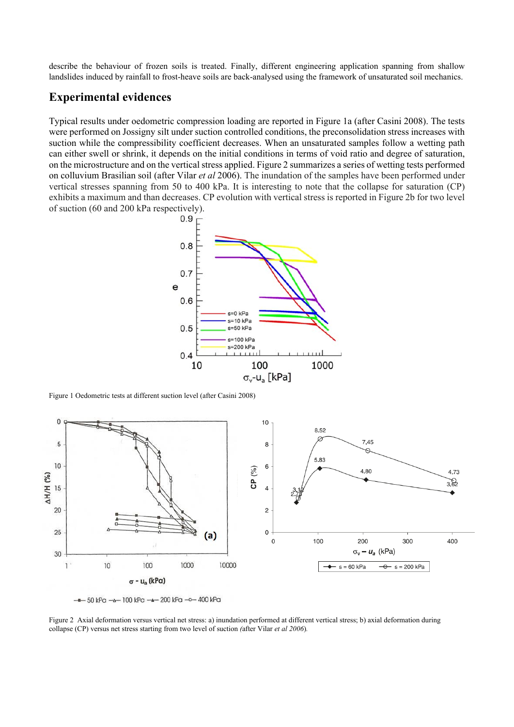describe the behaviour of frozen soils is treated. Finally, different engineering application spanning from shallow landslides induced by rainfall to frost-heave soils are back-analysed using the framework of unsaturated soil mechanics.

## Experimental evidences

Typical results under oedometric compression loading are reported in Figure 1a (after Casini 2008). The tests were performed on Jossigny silt under suction controlled conditions, the preconsolidation stress increases with suction while the compressibility coefficient decreases. When an unsaturated samples follow a wetting path can either swell or shrink, it depends on the initial conditions in terms of void ratio and degree of saturation, on the microstructure and on the vertical stress applied. Figure 2 summarizes a series of wetting tests performed on colluvium Brasilian soil (after Vilar *et al* 2006). The inundation of the samples have been performed under vertical stresses spanning from 50 to 400 kPa. It is interesting to note that the collapse for saturation (CP) exhibits a maximum and than decreases. CP evolution with vertical stress is reported in Figure 2b for two level of suction (60 and 200 kPa respectively).

Figure 1 Oedometric tests at different suction level (after Casini 2008)

Figure 2 Axial deformation versus vertical net stress: a) inundation performed at different vertical stress; b) axial deformation during collapse (CP) versus net stress starting from two level of suction *(*after Vilar *et al 2006*).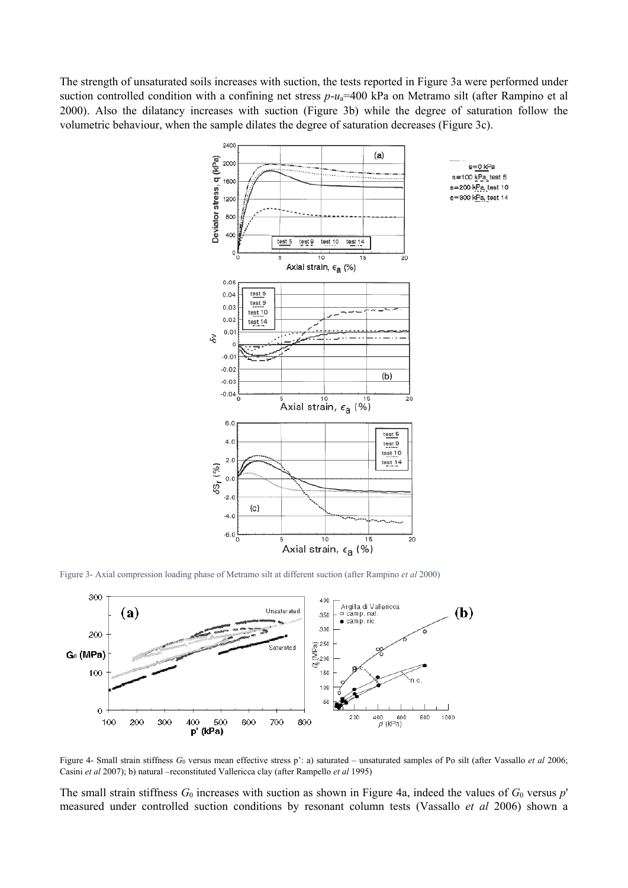The strength of unsaturated soils increases with suction, the tests reported in Figure 3a were performed under suction controlled condition with a confining net stress $p$-$u_a$=400 kPa on Metramo silt (after Rampino et al 2000). Also the dilatancy increases with suction (Figure 3b) while the degree of saturation follow the volumetric behaviour, when the sample dilates the degree of saturation decreases (Figure 3c).

Figure 3- Axial compression loading phase of Metramo silt at different suction (after Rampino *et al* 2000)

Figure 4- Small strain stiffness $G_0$ versus mean effective stress p': a) saturated – unsaturated samples of Po silt (after Vassallo *et al* 2006; Casini *et al* 2007); b) natural –reconstituted Vallericca clay (after Rampello *et al* 1995)

The small strain stiffness $G_0$ increases with suction as shown in Figure 4a, indeed the values of $G_0$ versus $p'$ measured under controlled suction conditions by resonant column tests (Vassallo *et al* 2006) shown a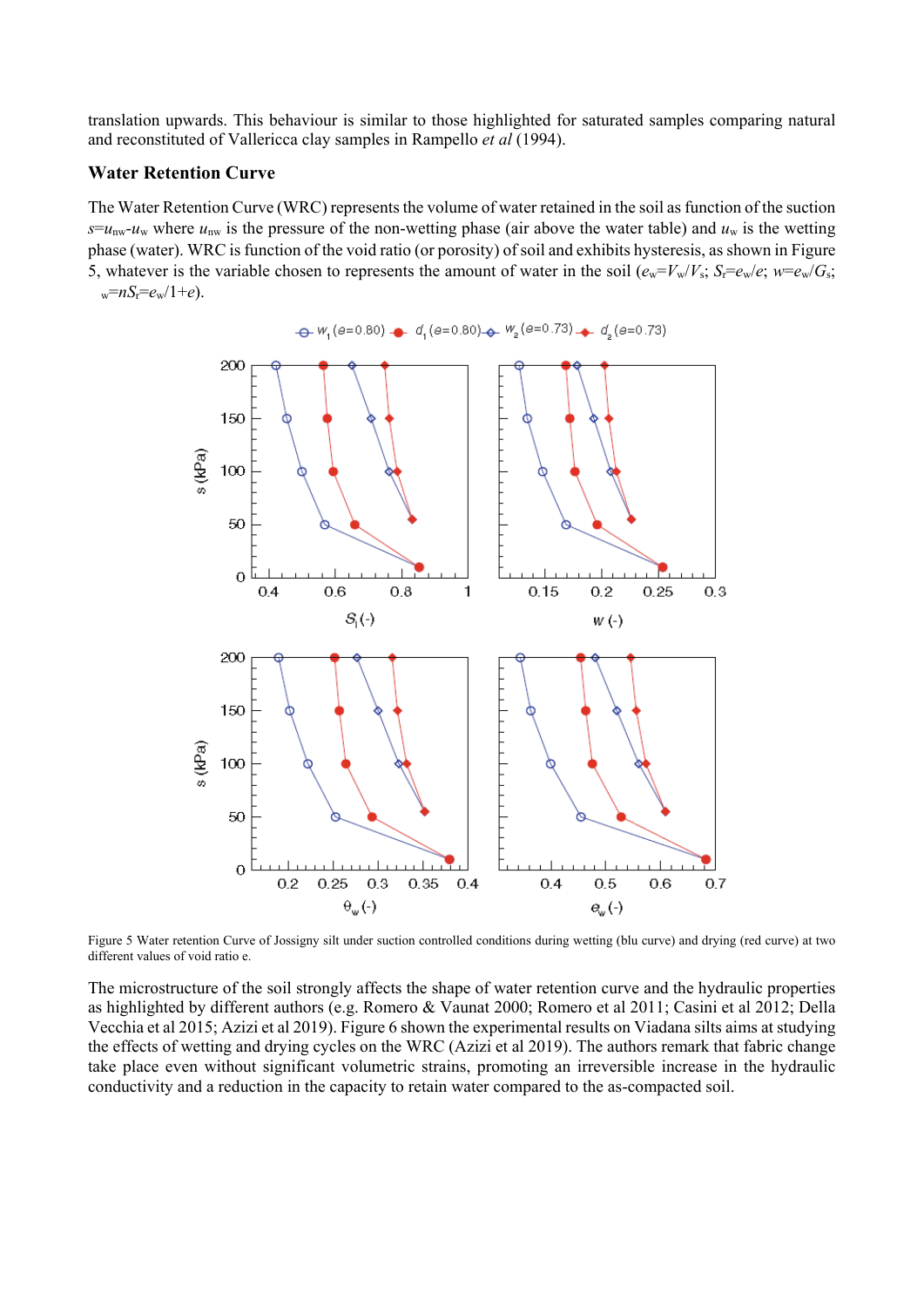translation upwards. This behaviour is similar to those highlighted for saturated samples comparing natural and reconstituted of Vallericca clay samples in Rampello *et al* (1994).

### Water Retention Curve

The Water Retention Curve (WRC) represents the volume of water retained in the soil as function of the suction $s=u_{nw}-u_w$ where $u_{nw}$ is the pressure of the non-wetting phase (air above the water table) and $u_w$ is the wetting phase (water). WRC is function of the void ratio (or porosity) of soil and exhibits hysteresis, as shown in Figure 5, whatever is the variable chosen to represents the amount of water in the soil ($e_w=V_w/V_s$; $S_r=e_w/e$; $w=e_w/G_s$; $_w=nS_r=e_w/1+e$).

Figure 5 Water retention Curve of Jossigny silt under suction controlled conditions during wetting (blu curve) and drying (red curve) at two different values of void ratio e.

The microstructure of the soil strongly affects the shape of water retention curve and the hydraulic properties as highlighted by different authors (e.g. Romero & Vaunat 2000; Romero et al 2011; Casini et al 2012; Della Vecchia et al 2015; Azizi et al 2019). Figure 6 shown the experimental results on Viadana silts aims at studying the effects of wetting and drying cycles on the WRC (Azizi et al 2019). The authors remark that fabric change take place even without significant volumetric strains, promoting an irreversible increase in the hydraulic conductivity and a reduction in the capacity to retain water compared to the as-compacted soil.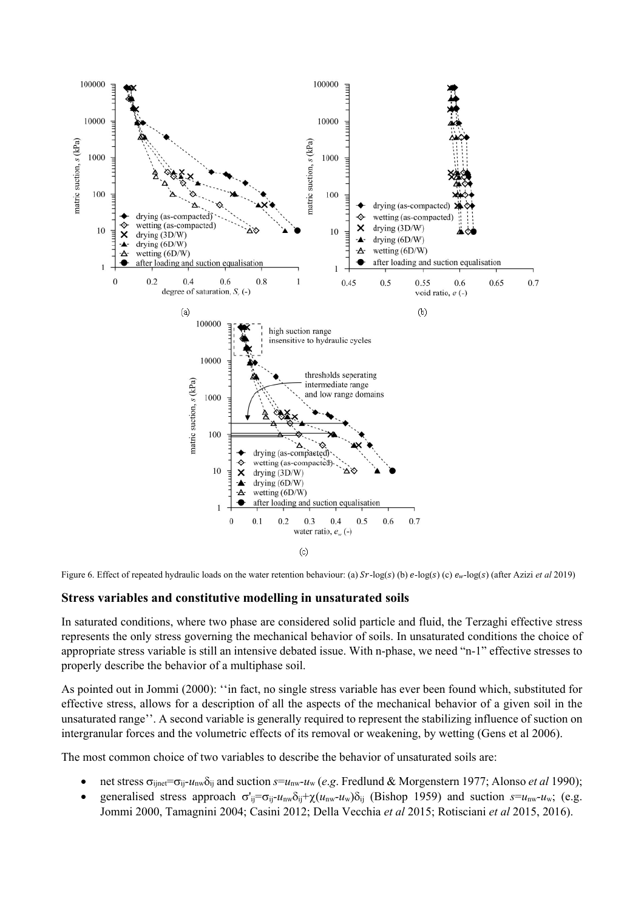Figure 6. Effect of repeated hydraulic loads on the water retention behaviour: (a) $Sr$-log($s$) (b) $e$-log($s$) (c) $e_w$-log($s$) (after Azizi *et al* 2019)

### Stress variables and constitutive modelling in unsaturated soils

In saturated conditions, where two phase are considered solid particle and fluid, the Terzaghi effective stress represents the only stress governing the mechanical behavior of soils. In unsaturated conditions the choice of appropriate stress variable is still an intensive debated issue. With n-phase, we need "n-1" effective stresses to properly describe the behavior of a multiphase soil.

As pointed out in Jommi (2000): ''in fact, no single stress variable has ever been found which, substituted for effective stress, allows for a description of all the aspects of the mechanical behavior of a given soil in the unsaturated range''. A second variable is generally required to represent the stabilizing influence of suction on intergranular forces and the volumetric effects of its removal or weakening, by wetting (Gens et al 2006).

The most common choice of two variables to describe the behavior of unsaturated soils are:

- net stress $\sigma_{ijnet}=\sigma_{ij}-u_{nw}\delta_{ij}$ and suction $s=u_{nw}-u_w$ (*e.g.* Fredlund & Morgenstern 1977; Alonso *et al* 1990);
- generalised stress approach $\sigma'_{ij}=\sigma_{ij}-u_{nw}\delta_{ij}+\chi(u_{nw}-u_w)\delta_{ij}$ (Bishop 1959) and suction $s=u_{nw}-u_w$; (e.g. Jommi 2000, Tamagnini 2004; Casini 2012; Della Vecchia *et al* 2015; Rotisciani *et al* 2015, 2016).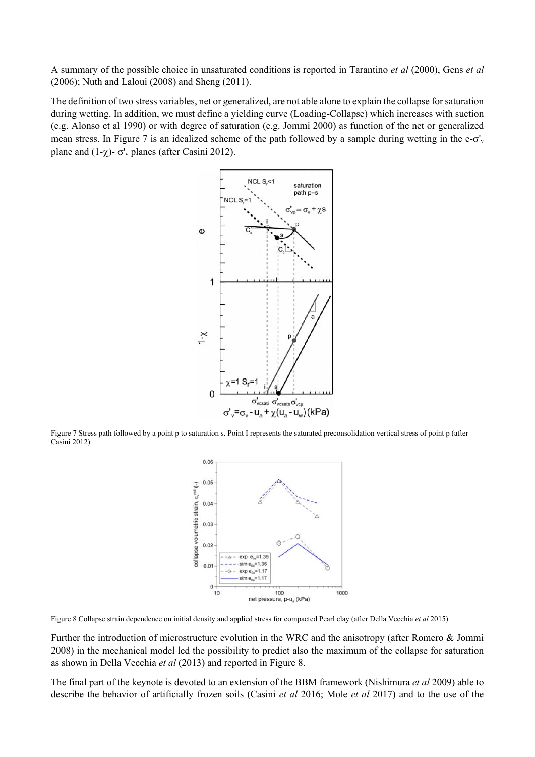A summary of the possible choice in unsaturated conditions is reported in Tarantino *et al* (2000), Gens *et al* (2006); Nuth and Laloui (2008) and Sheng (2011).

The definition of two stress variables, net or generalized, are not able alone to explain the collapse for saturation during wetting. In addition, we must define a yielding curve (Loading-Collapse) which increases with suction (e.g. Alonso et al 1990) or with degree of saturation (e.g. Jommi 2000) as function of the net or generalized mean stress. In Figure 7 is an idealized scheme of the path followed by a sample during wetting in the e-$\sigma'_v$ plane and $(1-\chi)$- $\sigma'_v$ planes (after Casini 2012).

Figure 7 Stress path followed by a point p to saturation s. Point I represents the saturated preconsolidation vertical stress of point p (after Casini 2012).

Figure 8 Collapse strain dependence on initial density and applied stress for compacted Pearl clay (after Della Vecchia *et al* 2015)

Further the introduction of microstructure evolution in the WRC and the anisotropy (after Romero & Jommi 2008) in the mechanical model led the possibility to predict also the maximum of the collapse for saturation as shown in Della Vecchia *et al* (2013) and reported in Figure 8.

The final part of the keynote is devoted to an extension of the BBM framework (Nishimura *et al* 2009) able to describe the behavior of artificially frozen soils (Casini *et al* 2016; Mole *et al* 2017) and to the use of the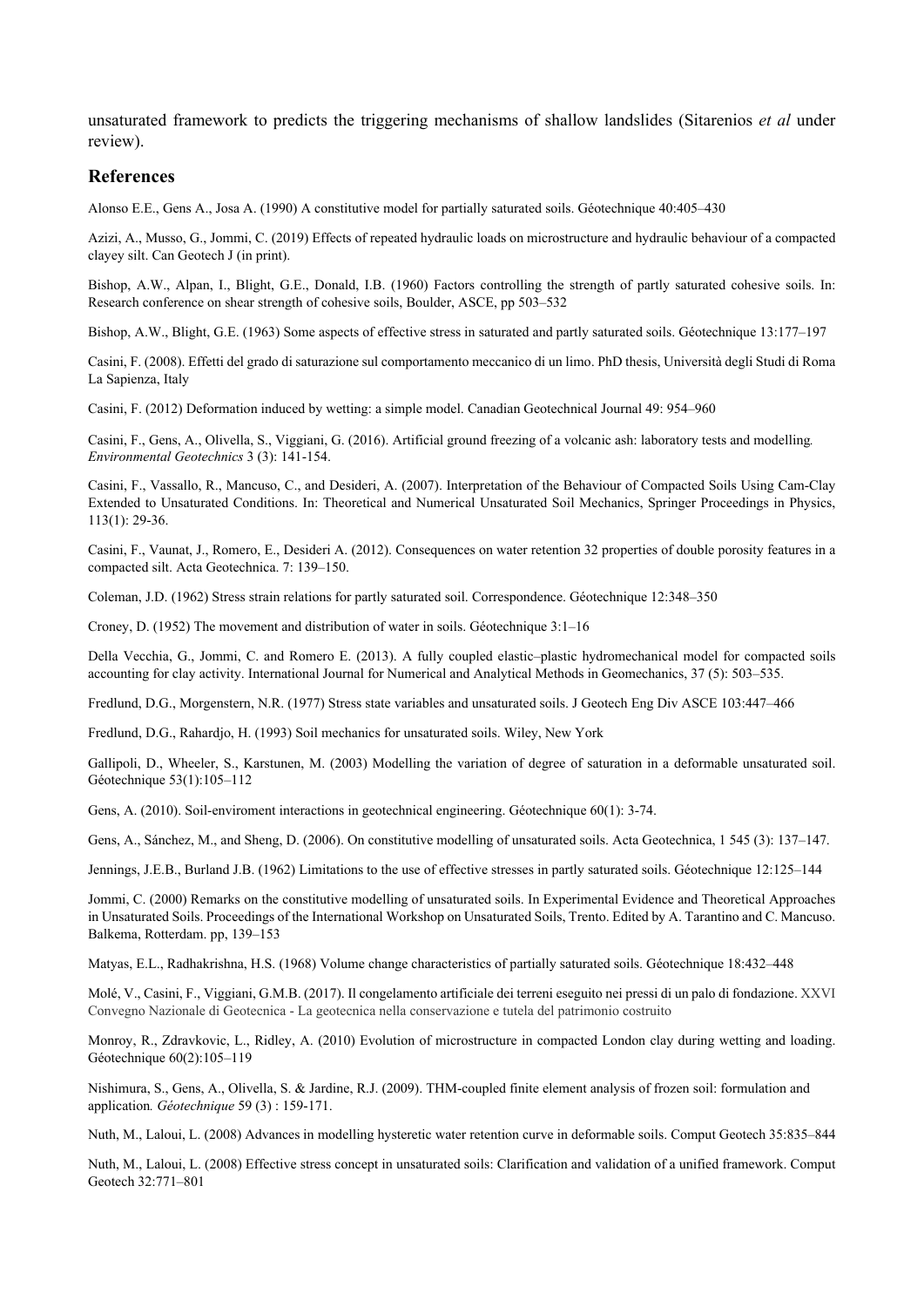unsaturated framework to predicts the triggering mechanisms of shallow landslides (Sitarenios *et al* under review).

## References

Alonso E.E., Gens A., Josa A. (1990) A constitutive model for partially saturated soils. Géotechnique 40:405–430

Azizi, A., Musso, G., Jommi, C. (2019) Effects of repeated hydraulic loads on microstructure and hydraulic behaviour of a compacted clayey silt. Can Geotech J (in print).

Bishop, A.W., Alpan, I., Blight, G.E., Donald, I.B. (1960) Factors controlling the strength of partly saturated cohesive soils. In: Research conference on shear strength of cohesive soils, Boulder, ASCE, pp 503–532

Bishop, A.W., Blight, G.E. (1963) Some aspects of effective stress in saturated and partly saturated soils. Géotechnique 13:177–197

Casini, F. (2008). Effetti del grado di saturazione sul comportamento meccanico di un limo. PhD thesis, Università degli Studi di Roma La Sapienza, Italy

Casini, F. (2012) Deformation induced by wetting: a simple model. Canadian Geotechnical Journal 49: 954–960

Casini, F., Gens, A., Olivella, S., Viggiani, G. (2016). Artificial ground freezing of a volcanic ash: laboratory tests and modelling. *Environmental Geotechnics* 3 (3): 141-154.

Casini, F., Vassallo, R., Mancuso, C., and Desideri, A. (2007). Interpretation of the Behaviour of Compacted Soils Using Cam-Clay Extended to Unsaturated Conditions. In: Theoretical and Numerical Unsaturated Soil Mechanics, Springer Proceedings in Physics, 113(1): 29-36.

Casini, F., Vaunat, J., Romero, E., Desideri A. (2012). Consequences on water retention 32 properties of double porosity features in a compacted silt. Acta Geotechnica. 7: 139–150.

Coleman, J.D. (1962) Stress strain relations for partly saturated soil. Correspondence. Géotechnique 12:348–350

Croney, D. (1952) The movement and distribution of water in soils. Géotechnique 3:1–16

Della Vecchia, G., Jommi, C. and Romero E. (2013). A fully coupled elastic–plastic hydromechanical model for compacted soils accounting for clay activity. International Journal for Numerical and Analytical Methods in Geomechanics, 37 (5): 503–535.

Fredlund, D.G., Morgenstern, N.R. (1977) Stress state variables and unsaturated soils. J Geotech Eng Div ASCE 103:447–466

Fredlund, D.G., Rahardjo, H. (1993) Soil mechanics for unsaturated soils. Wiley, New York

Gallipoli, D., Wheeler, S., Karstunen, M. (2003) Modelling the variation of degree of saturation in a deformable unsaturated soil. Géotechnique 53(1):105–112

Gens, A. (2010). Soil-enviroment interactions in geotechnical engineering. Géotechnique 60(1): 3-74.

Gens, A., Sánchez, M., and Sheng, D. (2006). On constitutive modelling of unsaturated soils. Acta Geotechnica, 1 545 (3): 137–147.

Jennings, J.E.B., Burland J.B. (1962) Limitations to the use of effective stresses in partly saturated soils. Géotechnique 12:125–144

Jommi, C. (2000) Remarks on the constitutive modelling of unsaturated soils. In Experimental Evidence and Theoretical Approaches in Unsaturated Soils. Proceedings of the International Workshop on Unsaturated Soils, Trento. Edited by A. Tarantino and C. Mancuso. Balkema, Rotterdam. pp, 139–153

Matyas, E.L., Radhakrishna, H.S. (1968) Volume change characteristics of partially saturated soils. Géotechnique 18:432–448

Molé, V., Casini, F., Viggiani, G.M.B. (2017). Il congelamento artificiale dei terreni eseguito nei pressi di un palo di fondazione. XXVI Convegno Nazionale di Geotecnica - La geotecnica nella conservazione e tutela del patrimonio costruito

Monroy, R., Zdravkovic, L., Ridley, A. (2010) Evolution of microstructure in compacted London clay during wetting and loading. Géotechnique 60(2):105–119

Nishimura, S., Gens, A., Olivella, S. & Jardine, R.J. (2009). THM-coupled finite element analysis of frozen soil: formulation and application. *Géotechnique* 59 (3) : 159-171.

Nuth, M., Laloui, L. (2008) Advances in modelling hysteretic water retention curve in deformable soils. Comput Geotech 35:835–844

Nuth, M., Laloui, L. (2008) Effective stress concept in unsaturated soils: Clarification and validation of a unified framework. Comput Geotech 32:771–801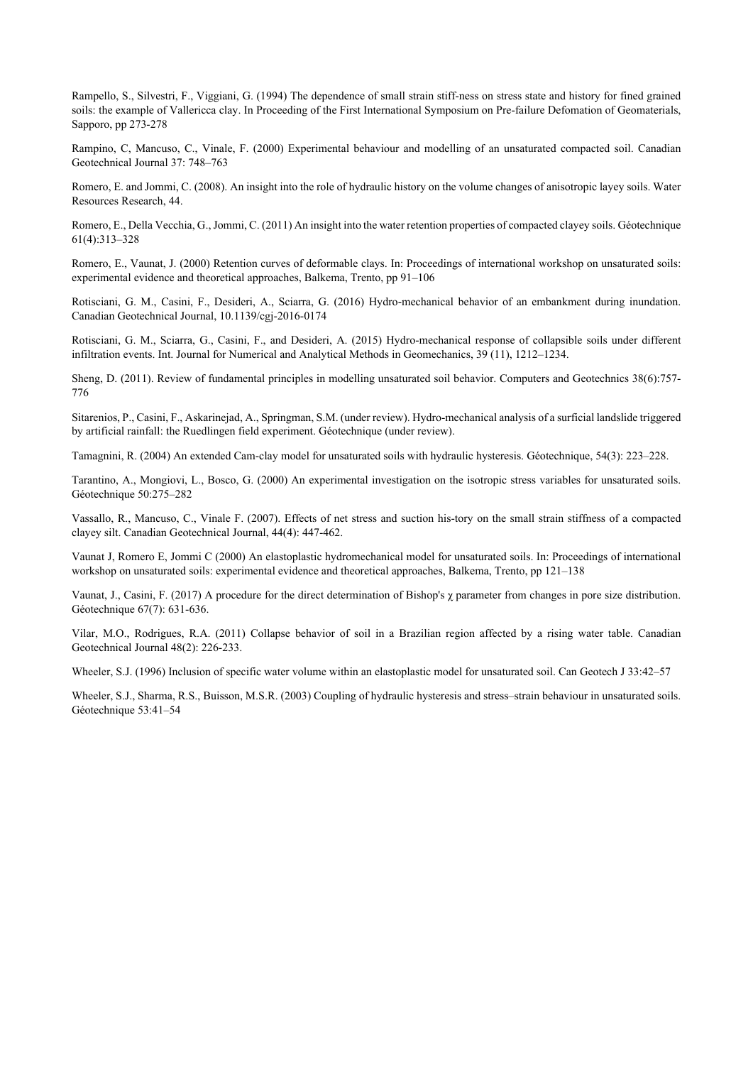Rampello, S., Silvestri, F., Viggiani, G. (1994) The dependence of small strain stiff-ness on stress state and history for fined grained soils: the example of Vallericca clay. In Proceeding of the First International Symposium on Pre-failure Defomation of Geomaterials, Sapporo, pp 273-278

Rampino, C, Mancuso, C., Vinale, F. (2000) Experimental behaviour and modelling of an unsaturated compacted soil. Canadian Geotechnical Journal 37: 748–763

Romero, E. and Jommi, C. (2008). An insight into the role of hydraulic history on the volume changes of anisotropic layey soils. Water Resources Research, 44.

Romero, E., Della Vecchia, G., Jommi, C. (2011) An insight into the water retention properties of compacted clayey soils. Géotechnique 61(4):313–328

Romero, E., Vaunat, J. (2000) Retention curves of deformable clays. In: Proceedings of international workshop on unsaturated soils: experimental evidence and theoretical approaches, Balkema, Trento, pp 91–106

Rotisciani, G. M., Casini, F., Desideri, A., Sciarra, G. (2016) Hydro-mechanical behavior of an embankment during inundation. Canadian Geotechnical Journal, 10.1139/cgj-2016-0174

Rotisciani, G. M., Sciarra, G., Casini, F., and Desideri, A. (2015) Hydro-mechanical response of collapsible soils under different infiltration events. Int. Journal for Numerical and Analytical Methods in Geomechanics, 39 (11), 1212–1234.

Sheng, D. (2011). Review of fundamental principles in modelling unsaturated soil behavior. Computers and Geotechnics 38(6):757-776

Sitarenios, P., Casini, F., Askarinejad, A., Springman, S.M. (under review). Hydro-mechanical analysis of a surficial landslide triggered by artificial rainfall: the Ruedlingen field experiment. Géotechnique (under review).

Tamagnini, R. (2004) An extended Cam-clay model for unsaturated soils with hydraulic hysteresis. Géotechnique, 54(3): 223–228.

Tarantino, A., Mongiovi, L., Bosco, G. (2000) An experimental investigation on the isotropic stress variables for unsaturated soils. Géotechnique 50:275–282

Vassallo, R., Mancuso, C., Vinale F. (2007). Effects of net stress and suction his-tory on the small strain stiffness of a compacted clayey silt. Canadian Geotechnical Journal, 44(4): 447-462.

Vaunat J, Romero E, Jommi C (2000) An elastoplastic hydromechanical model for unsaturated soils. In: Proceedings of international workshop on unsaturated soils: experimental evidence and theoretical approaches, Balkema, Trento, pp 121–138

Vaunat, J., Casini, F. (2017) A procedure for the direct determination of Bishop's $\chi$ parameter from changes in pore size distribution. Géotechnique 67(7): 631-636.

Vilar, M.O., Rodrigues, R.A. (2011) Collapse behavior of soil in a Brazilian region affected by a rising water table. Canadian Geotechnical Journal 48(2): 226-233.

Wheeler, S.J. (1996) Inclusion of specific water volume within an elastoplastic model for unsaturated soil. Can Geotech J 33:42–57

Wheeler, S.J., Sharma, R.S., Buisson, M.S.R. (2003) Coupling of hydraulic hysteresis and stress–strain behaviour in unsaturated soils. Géotechnique 53:41–54